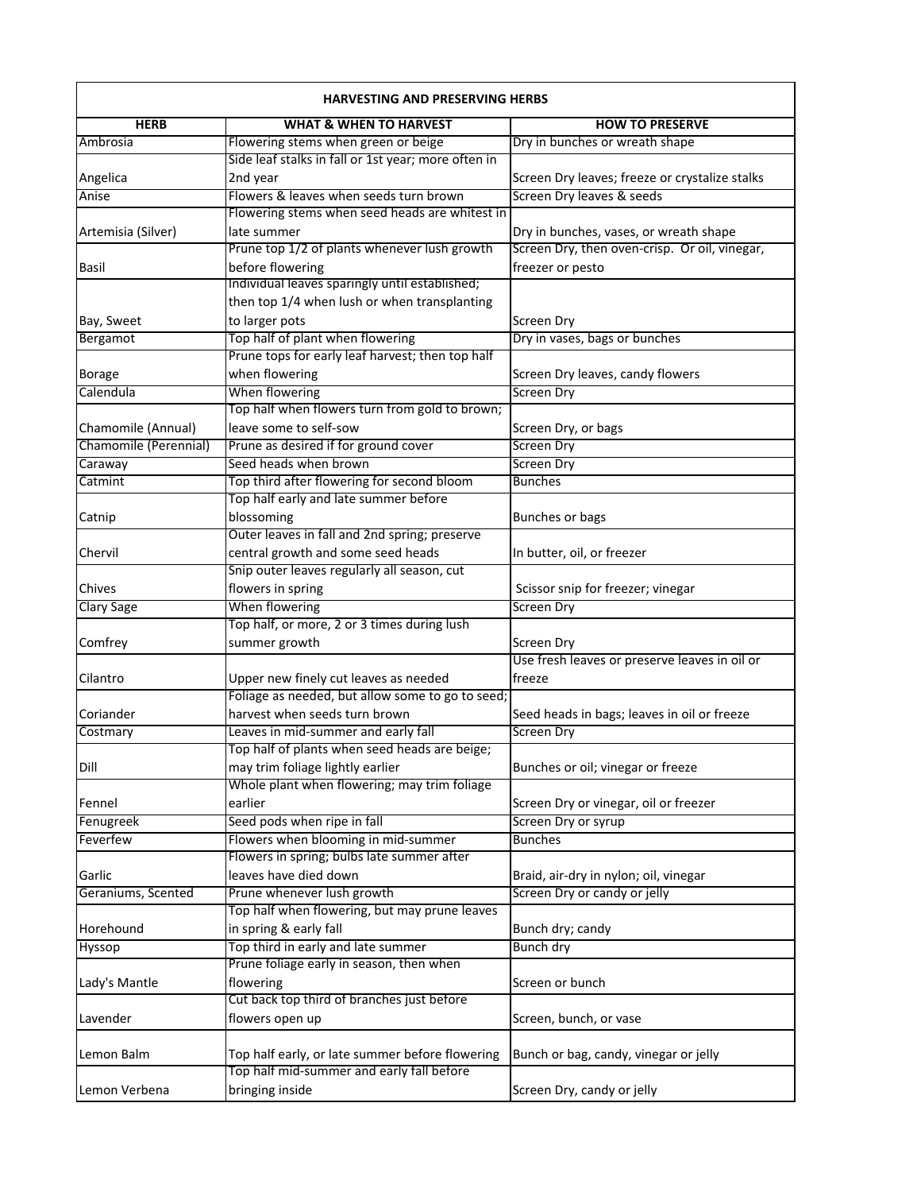| HARVESTING AND PRESERVING HERBS | | |
|---|---|---|
| **HERB** | **WHAT & WHEN TO HARVEST** | **HOW TO PRESERVE** |
| Ambrosia | Flowering stems when green or beige | Dry in bunches or wreath shape |
| Angelica | Side leaf stalks in fall or 1st year; more often in 2nd year | Screen Dry leaves; freeze or crystalize stalks |
| Anise | Flowers & leaves when seeds turn brown | Screen Dry leaves & seeds |
| Artemisia (Silver) | Flowering stems when seed heads are whitest in late summer | Dry in bunches, vases, or wreath shape |
| Basil | Prune top 1/2 of plants whenever lush growth before flowering | Screen Dry, then oven-crisp. Or oil, vinegar, freezer or pesto |
| Bay, Sweet | Individual leaves sparingly until established; then top 1/4 when lush or when transplanting to larger pots | Screen Dry |
| Bergamot | Top half of plant when flowering | Dry in vases, bags or bunches |
| Borage | Prune tops for early leaf harvest; then top half when flowering | Screen Dry leaves, candy flowers |
| Calendula | When flowering | Screen Dry |
| Chamomile (Annual) | Top half when flowers turn from gold to brown; leave some to self-sow | Screen Dry, or bags |
| Chamomile (Perennial) | Prune as desired if for ground cover | Screen Dry |
| Caraway | Seed heads when brown | Screen Dry |
| Catmint | Top third after flowering for second bloom | Bunches |
| Catnip | Top half early and late summer before blossoming | Bunches or bags |
| Chervil | Outer leaves in fall and 2nd spring; preserve central growth and some seed heads | In butter, oil, or freezer |
| Chives | Snip outer leaves regularly all season, cut flowers in spring | Scissor snip for freezer; vinegar |
| Clary Sage | When flowering | Screen Dry |
| Comfrey | Top half, or more, 2 or 3 times during lush summer growth | Screen Dry |
| Cilantro | Upper new finely cut leaves as needed | Use fresh leaves or preserve leaves in oil or freeze |
| Coriander | Foliage as needed, but allow some to go to seed; harvest when seeds turn brown | Seed heads in bags; leaves in oil or freeze |
| Costmary | Leaves in mid-summer and early fall | Screen Dry |
| Dill | Top half of plants when seed heads are beige; may trim foliage lightly earlier | Bunches or oil; vinegar or freeze |
| Fennel | Whole plant when flowering; may trim foliage earlier | Screen Dry or vinegar, oil or freezer |
| Fenugreek | Seed pods when ripe in fall | Screen Dry or syrup |
| Feverfew | Flowers when blooming in mid-summer | Bunches |
| Garlic | Flowers in spring; bulbs late summer after leaves have died down | Braid, air-dry in nylon; oil, vinegar |
| Geraniums, Scented | Prune whenever lush growth | Screen Dry or candy or jelly |
| Horehound | Top half when flowering, but may prune leaves in spring & early fall | Bunch dry; candy |
| Hyssop | Top third in early and late summer | Bunch dry |
| Lady's Mantle | Prune foliage early in season, then when flowering | Screen or bunch |
| Lavender | Cut back top third of branches just before flowers open up | Screen, bunch, or vase |
| Lemon Balm | Top half early, or late summer before flowering | Bunch or bag, candy, vinegar or jelly |
| Lemon Verbena | Top half mid-summer and early fall before bringing inside | Screen Dry, candy or jelly |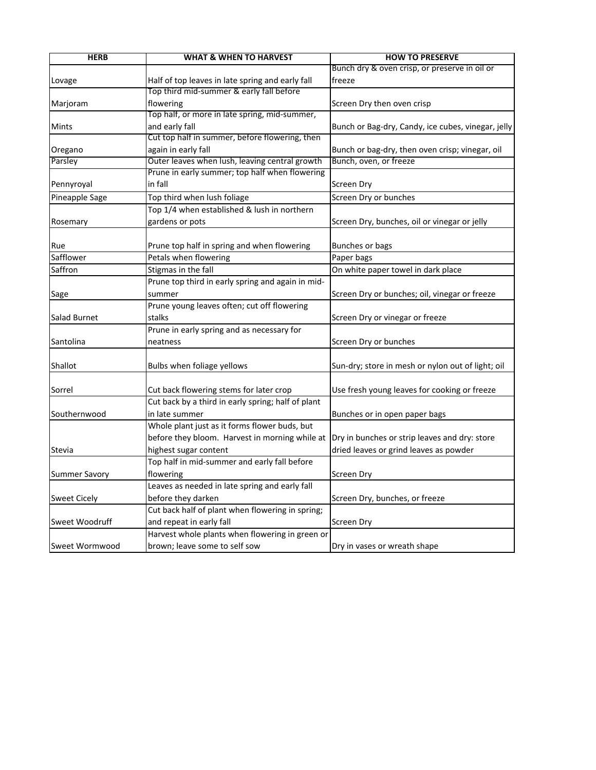| HERB | WHAT & WHEN TO HARVEST | HOW TO PRESERVE |
| --- | --- | --- |
| Lovage | Half of top leaves in late spring and early fall | Bunch dry & oven crisp, or preserve in oil or freeze |
| Marjoram | Top third mid-summer & early fall before flowering | Screen Dry then oven crisp |
| Mints | Top half, or more in late spring, mid-summer, and early fall | Bunch or Bag-dry, Candy, ice cubes, vinegar, jelly |
| Oregano | Cut top half in summer, before flowering, then again in early fall | Bunch or bag-dry, then oven crisp; vinegar, oil |
| Parsley | Outer leaves when lush, leaving central growth | Bunch, oven, or freeze |
| Pennyroyal | Prune in early summer; top half when flowering in fall | Screen Dry |
| Pineapple Sage | Top third when lush foliage | Screen Dry or bunches |
| Rosemary | Top 1/4 when established & lush in northern gardens or pots | Screen Dry, bunches, oil or vinegar or jelly |
| Rue | Prune top half in spring and when flowering | Bunches or bags |
| Safflower | Petals when flowering | Paper bags |
| Saffron | Stigmas in the fall | On white paper towel in dark place |
| Sage | Prune top third in early spring and again in mid-summer | Screen Dry or bunches; oil, vinegar or freeze |
| Salad Burnet | Prune young leaves often; cut off flowering stalks | Screen Dry or vinegar or freeze |
| Santolina | Prune in early spring and as necessary for neatness | Screen Dry or bunches |
| Shallot | Bulbs when foliage yellows | Sun-dry; store in mesh or nylon out of light; oil |
| Sorrel | Cut back flowering stems for later crop | Use fresh young leaves for cooking or freeze |
| Southernwood | Cut back by a third in early spring; half of plant in late summer | Bunches or in open paper bags |
| Stevia | Whole plant just as it forms flower buds, but before they bloom. Harvest in morning while at highest sugar content | Dry in bunches or strip leaves and dry: store dried leaves or grind leaves as powder |
| Summer Savory | Top half in mid-summer and early fall before flowering | Screen Dry |
| Sweet Cicely | Leaves as needed in late spring and early fall before they darken | Screen Dry, bunches, or freeze |
| Sweet Woodruff | Cut back half of plant when flowering in spring; and repeat in early fall | Screen Dry |
| Sweet Wormwood | Harvest whole plants when flowering in green or brown; leave some to self sow | Dry in vases or wreath shape |